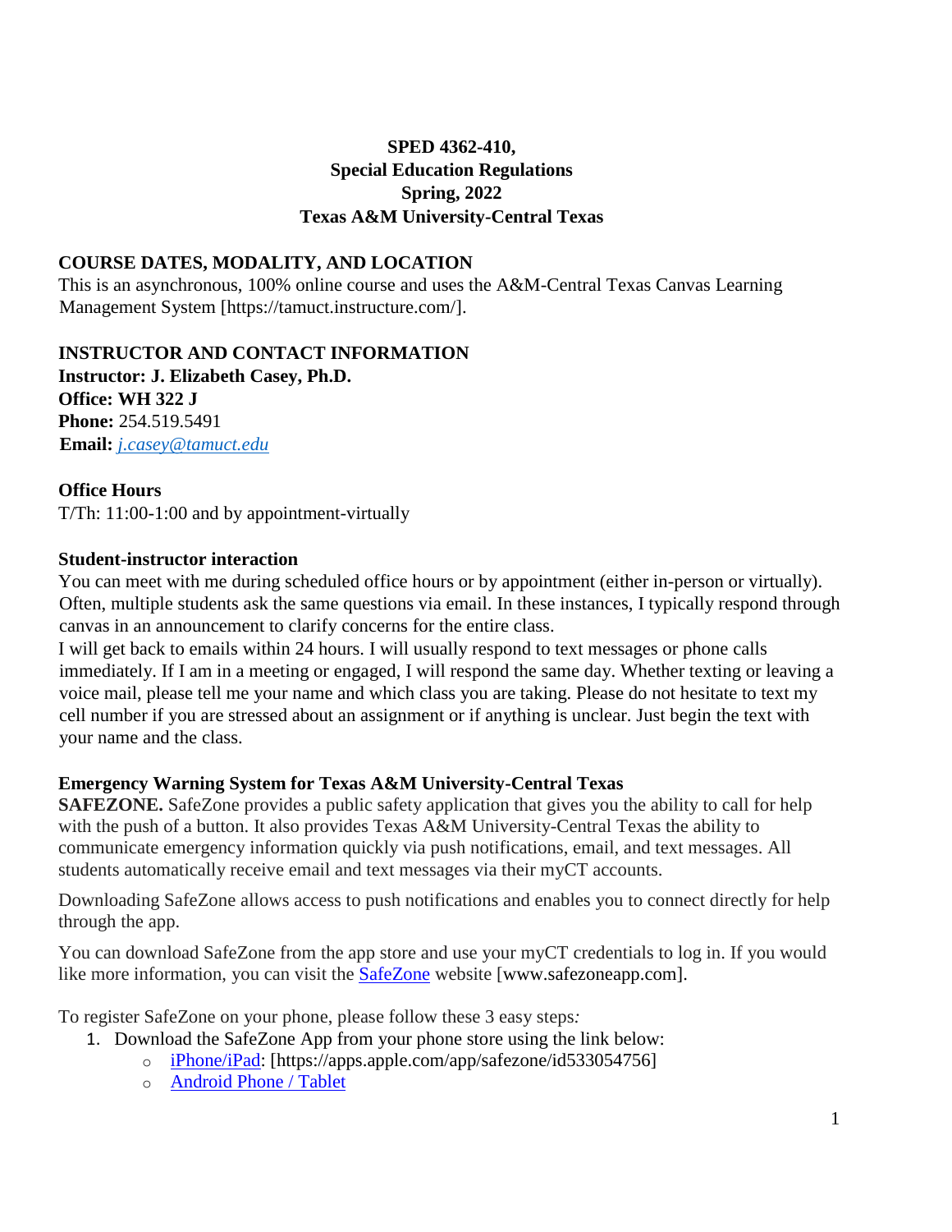**SPED 4362-410,**
**Special Education Regulations**
**Spring, 2022**
**Texas A&M University-Central Texas**

## COURSE DATES, MODALITY, AND LOCATION

This is an asynchronous, 100% online course and uses the A&M-Central Texas Canvas Learning Management System [https://tamuct.instructure.com/].

## INSTRUCTOR AND CONTACT INFORMATION

**Instructor: J. Elizabeth Casey, Ph.D.**
**Office: WH 322 J**
**Phone:** 254.519.5491
**Email:** *j.casey@tamuct.edu*

### Office Hours

T/Th: 11:00-1:00 and by appointment-virtually

### Student-instructor interaction

You can meet with me during scheduled office hours or by appointment (either in-person or virtually). Often, multiple students ask the same questions via email. In these instances, I typically respond through canvas in an announcement to clarify concerns for the entire class.
I will get back to emails within 24 hours. I will usually respond to text messages or phone calls immediately. If I am in a meeting or engaged, I will respond the same day. Whether texting or leaving a voice mail, please tell me your name and which class you are taking. Please do not hesitate to text my cell number if you are stressed about an assignment or if anything is unclear. Just begin the text with your name and the class.

### Emergency Warning System for Texas A&M University-Central Texas

**SAFEZONE.** SafeZone provides a public safety application that gives you the ability to call for help with the push of a button. It also provides Texas A&M University-Central Texas the ability to communicate emergency information quickly via push notifications, email, and text messages. All students automatically receive email and text messages via their myCT accounts.

Downloading SafeZone allows access to push notifications and enables you to connect directly for help through the app.

You can download SafeZone from the app store and use your myCT credentials to log in. If you would like more information, you can visit the SafeZone website [www.safezoneapp.com].

To register SafeZone on your phone, please follow these 3 easy steps*:*

1. Download the SafeZone App from your phone store using the link below:
   - iPhone/iPad: [https://apps.apple.com/app/safezone/id533054756]
   - Android Phone / Tablet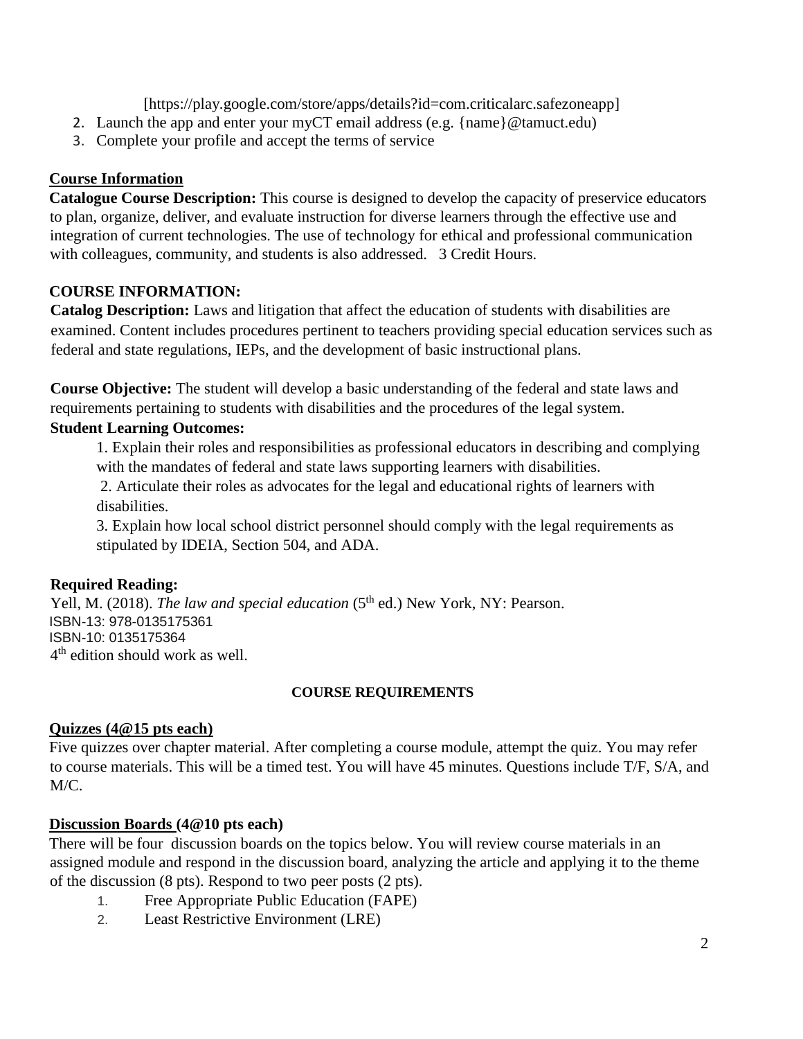[https://play.google.com/store/apps/details?id=com.criticalarc.safezoneapp]

2. Launch the app and enter your myCT email address (e.g. {name}@tamuct.edu)
3. Complete your profile and accept the terms of service

## Course Information

**Catalogue Course Description:** This course is designed to develop the capacity of preservice educators to plan, organize, deliver, and evaluate instruction for diverse learners through the effective use and integration of current technologies. The use of technology for ethical and professional communication with colleagues, community, and students is also addressed. 3 Credit Hours.

## COURSE INFORMATION:

**Catalog Description:** Laws and litigation that affect the education of students with disabilities are examined. Content includes procedures pertinent to teachers providing special education services such as federal and state regulations, IEPs, and the development of basic instructional plans.

**Course Objective:** The student will develop a basic understanding of the federal and state laws and requirements pertaining to students with disabilities and the procedures of the legal system.

**Student Learning Outcomes:**

1. Explain their roles and responsibilities as professional educators in describing and complying with the mandates of federal and state laws supporting learners with disabilities.
2. Articulate their roles as advocates for the legal and educational rights of learners with disabilities.
3. Explain how local school district personnel should comply with the legal requirements as stipulated by IDEIA, Section 504, and ADA.

**Required Reading:**

Yell, M. (2018). *The law and special education* (5th ed.) New York, NY: Pearson.
ISBN-13: 978-0135175361
ISBN-10: 0135175364
4th edition should work as well.

## COURSE REQUIREMENTS

### Quizzes (4@15 pts each)

Five quizzes over chapter material. After completing a course module, attempt the quiz. You may refer to course materials. This will be a timed test. You will have 45 minutes. Questions include T/F, S/A, and M/C.

### Discussion Boards (4@10 pts each)

There will be four discussion boards on the topics below. You will review course materials in an assigned module and respond in the discussion board, analyzing the article and applying it to the theme of the discussion (8 pts). Respond to two peer posts (2 pts).

1. Free Appropriate Public Education (FAPE)
2. Least Restrictive Environment (LRE)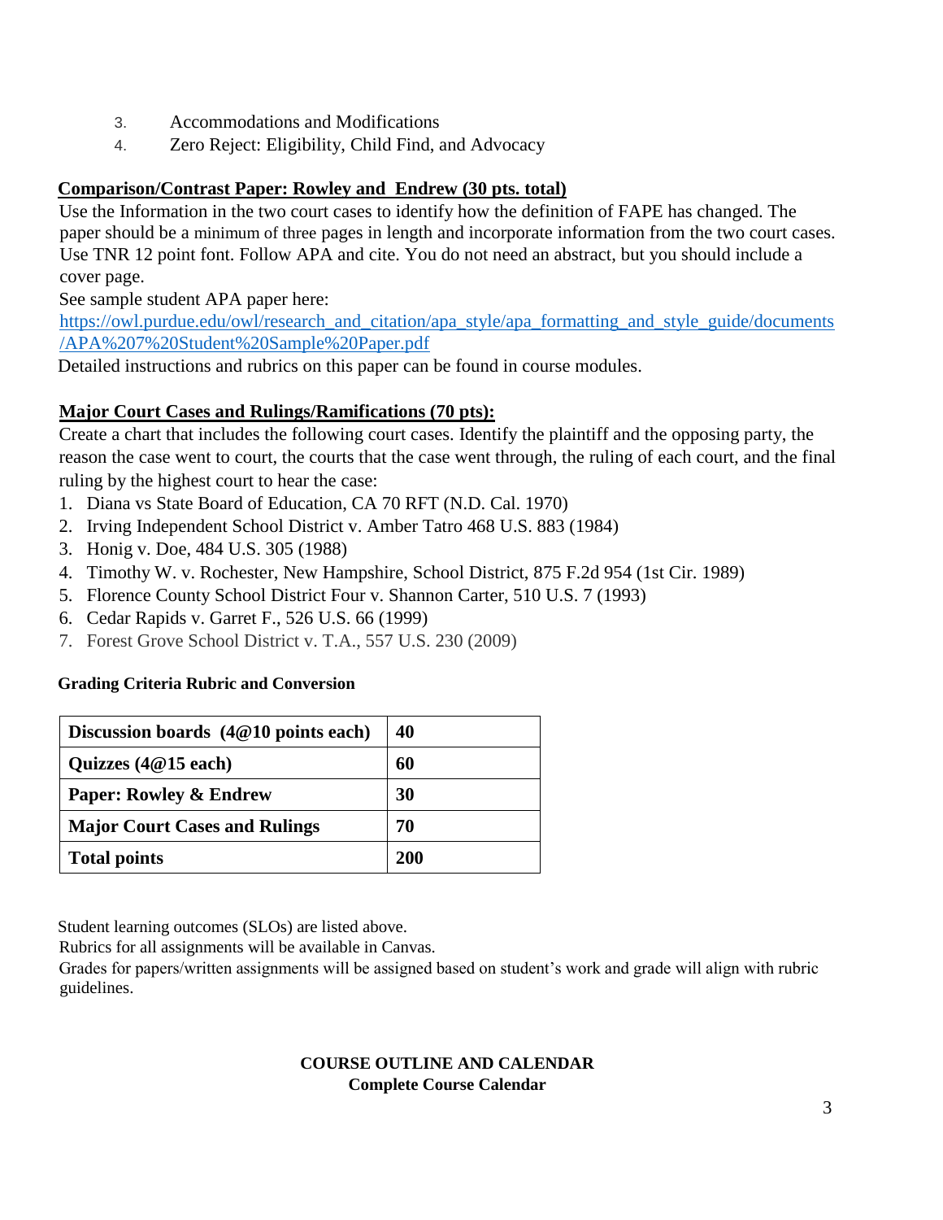3. Accommodations and Modifications
4. Zero Reject: Eligibility, Child Find, and Advocacy

**Comparison/Contrast Paper: Rowley and Endrew (30 pts. total)**

Use the Information in the two court cases to identify how the definition of FAPE has changed. The paper should be a minimum of three pages in length and incorporate information from the two court cases. Use TNR 12 point font. Follow APA and cite. You do not need an abstract, but you should include a cover page.

See sample student APA paper here:
https://owl.purdue.edu/owl/research_and_citation/apa_style/apa_formatting_and_style_guide/documents/APA%207%20Student%20Sample%20Paper.pdf

Detailed instructions and rubrics on this paper can be found in course modules.

**Major Court Cases and Rulings/Ramifications (70 pts):**

Create a chart that includes the following court cases. Identify the plaintiff and the opposing party, the reason the case went to court, the courts that the case went through, the ruling of each court, and the final ruling by the highest court to hear the case:

1. Diana vs State Board of Education, CA 70 RFT (N.D. Cal. 1970)
2. Irving Independent School District v. Amber Tatro 468 U.S. 883 (1984)
3. Honig v. Doe, 484 U.S. 305 (1988)
4. Timothy W. v. Rochester, New Hampshire, School District, 875 F.2d 954 (1st Cir. 1989)
5. Florence County School District Four v. Shannon Carter, 510 U.S. 7 (1993)
6. Cedar Rapids v. Garret F., 526 U.S. 66 (1999)
7. Forest Grove School District v. T.A., 557 U.S. 230 (2009)

**Grading Criteria Rubric and Conversion**

| **Discussion boards (4@10 points each)** | **40** |
|---|---|
| **Quizzes (4@15 each)** | **60** |
| **Paper: Rowley & Endrew** | **30** |
| **Major Court Cases and Rulings** | **70** |
| **Total points** | **200** |

Student learning outcomes (SLOs) are listed above.
Rubrics for all assignments will be available in Canvas.
Grades for papers/written assignments will be assigned based on student's work and grade will align with rubric guidelines.

**COURSE OUTLINE AND CALENDAR**
**Complete Course Calendar**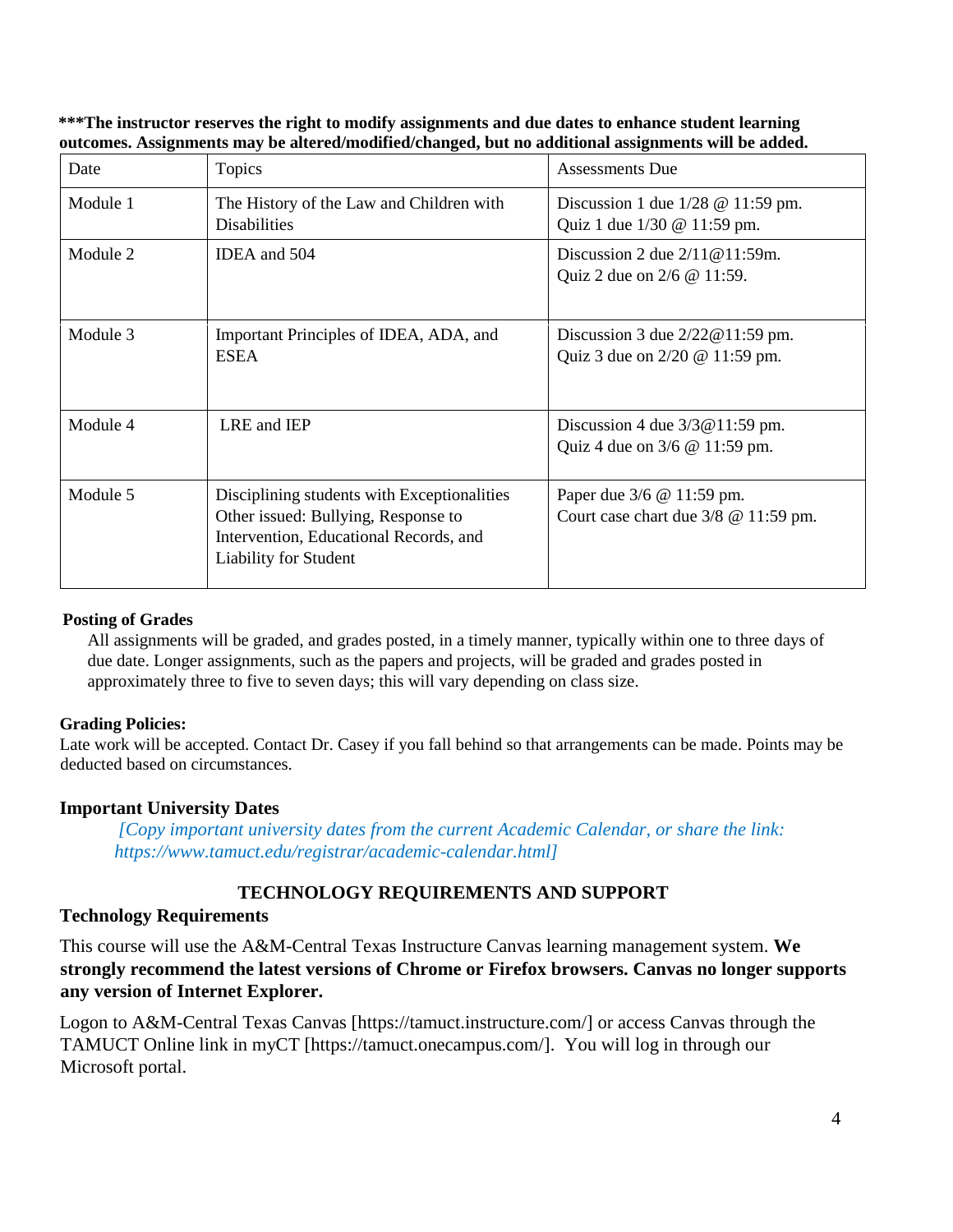**\*\*\*The instructor reserves the right to modify assignments and due dates to enhance student learning outcomes. Assignments may be altered/modified/changed, but no additional assignments will be added.**

| Date | Topics | Assessments Due |
|---|---|---|
| Module 1 | The History of the Law and Children with Disabilities | Discussion 1 due 1/28 @ 11:59 pm.<br>Quiz 1 due 1/30 @ 11:59 pm. |
| Module 2 | IDEA and 504 | Discussion 2 due 2/11@11:59m.<br>Quiz 2 due on 2/6 @ 11:59. |
| Module 3 | Important Principles of IDEA, ADA, and ESEA | Discussion 3 due 2/22@11:59 pm.<br>Quiz 3 due on 2/20 @ 11:59 pm. |
| Module 4 | LRE and IEP | Discussion 4 due 3/3@11:59 pm.<br>Quiz 4 due on 3/6 @ 11:59 pm. |
| Module 5 | Disciplining students with Exceptionalities Other issued: Bullying, Response to Intervention, Educational Records, and Liability for Student | Paper due 3/6 @ 11:59 pm.<br>Court case chart due 3/8 @ 11:59 pm. |

**Posting of Grades**

All assignments will be graded, and grades posted, in a timely manner, typically within one to three days of due date. Longer assignments, such as the papers and projects, will be graded and grades posted in approximately three to five to seven days; this will vary depending on class size.

**Grading Policies:**

Late work will be accepted. Contact Dr. Casey if you fall behind so that arrangements can be made. Points may be deducted based on circumstances.

**Important University Dates**

*[Copy important university dates from the current Academic Calendar, or share the link: https://www.tamuct.edu/registrar/academic-calendar.html]*

## TECHNOLOGY REQUIREMENTS AND SUPPORT

**Technology Requirements**

This course will use the A&M-Central Texas Instructure Canvas learning management system. **We strongly recommend the latest versions of Chrome or Firefox browsers. Canvas no longer supports any version of Internet Explorer.**

Logon to A&M-Central Texas Canvas [https://tamuct.instructure.com/] or access Canvas through the TAMUCT Online link in myCT [https://tamuct.onecampus.com/]. You will log in through our Microsoft portal.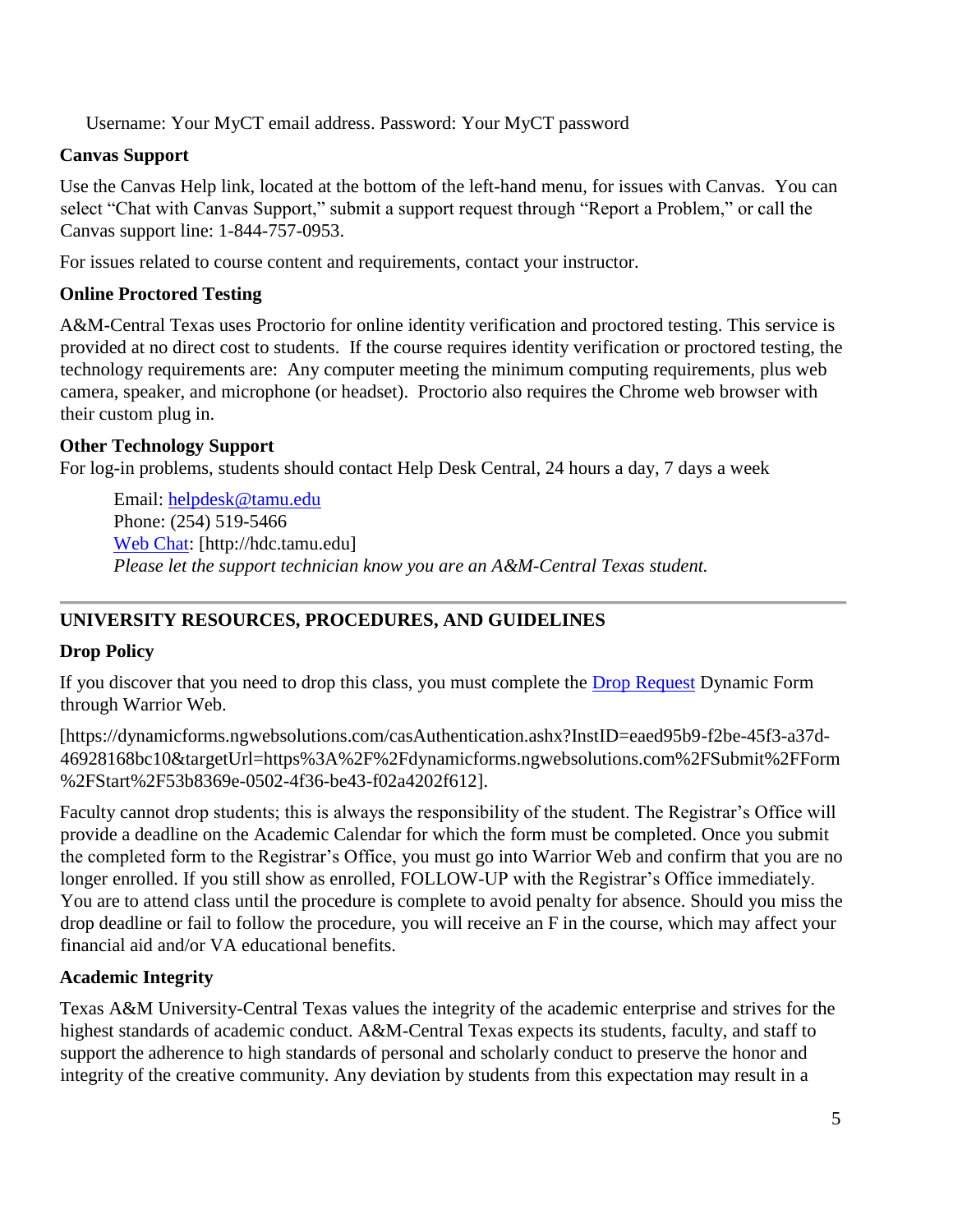Username: Your MyCT email address. Password: Your MyCT password

**Canvas Support**

Use the Canvas Help link, located at the bottom of the left-hand menu, for issues with Canvas. You can select “Chat with Canvas Support,” submit a support request through “Report a Problem,” or call the Canvas support line: 1-844-757-0953.

For issues related to course content and requirements, contact your instructor.

**Online Proctored Testing**

A&M-Central Texas uses Proctorio for online identity verification and proctored testing. This service is provided at no direct cost to students. If the course requires identity verification or proctored testing, the technology requirements are: Any computer meeting the minimum computing requirements, plus web camera, speaker, and microphone (or headset). Proctorio also requires the Chrome web browser with their custom plug in.

**Other Technology Support**

For log-in problems, students should contact Help Desk Central, 24 hours a day, 7 days a week

> Email: helpdesk@tamu.edu
> Phone: (254) 519-5466
> Web Chat: [http://hdc.tamu.edu]
> *Please let the support technician know you are an A&M-Central Texas student.*

---

## UNIVERSITY RESOURCES, PROCEDURES, AND GUIDELINES

**Drop Policy**

If you discover that you need to drop this class, you must complete the Drop Request Dynamic Form through Warrior Web.

[https://dynamicforms.ngwebsolutions.com/casAuthentication.ashx?InstID=eaed95b9-f2be-45f3-a37d-46928168bc10&targetUrl=https%3A%2F%2Fdynamicforms.ngwebsolutions.com%2FSubmit%2FForm%2FStart%2F53b8369e-0502-4f36-be43-f02a4202f612].

Faculty cannot drop students; this is always the responsibility of the student. The Registrar’s Office will provide a deadline on the Academic Calendar for which the form must be completed. Once you submit the completed form to the Registrar’s Office, you must go into Warrior Web and confirm that you are no longer enrolled. If you still show as enrolled, FOLLOW-UP with the Registrar’s Office immediately. You are to attend class until the procedure is complete to avoid penalty for absence. Should you miss the drop deadline or fail to follow the procedure, you will receive an F in the course, which may affect your financial aid and/or VA educational benefits.

**Academic Integrity**

Texas A&M University-Central Texas values the integrity of the academic enterprise and strives for the highest standards of academic conduct. A&M-Central Texas expects its students, faculty, and staff to support the adherence to high standards of personal and scholarly conduct to preserve the honor and integrity of the creative community. Any deviation by students from this expectation may result in a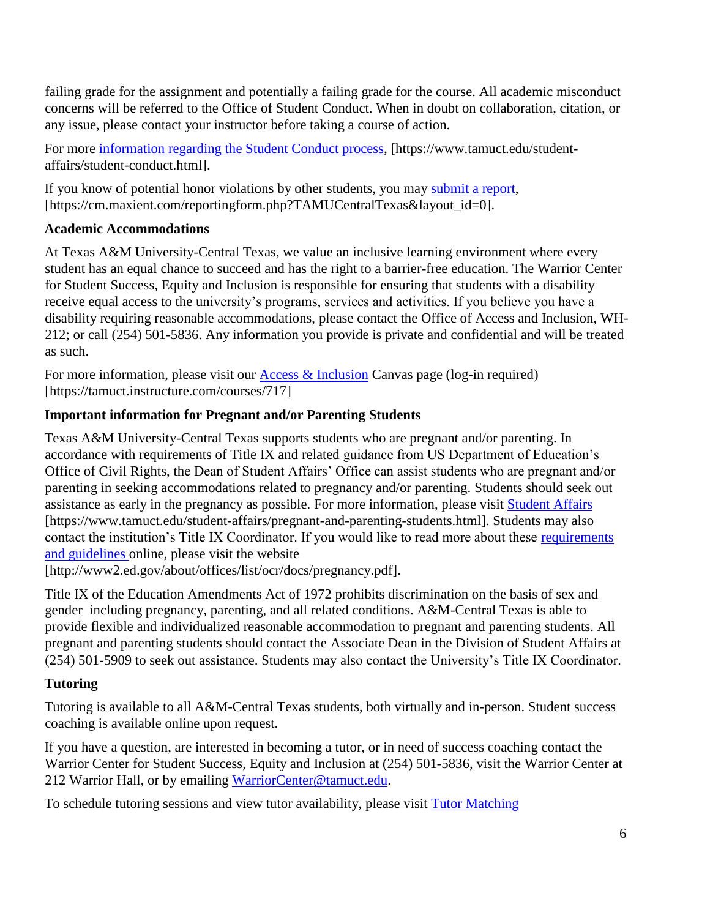failing grade for the assignment and potentially a failing grade for the course. All academic misconduct concerns will be referred to the Office of Student Conduct. When in doubt on collaboration, citation, or any issue, please contact your instructor before taking a course of action.

For more [information regarding the Student Conduct process](https://www.tamuct.edu/student-affairs/student-conduct.html), [https://www.tamuct.edu/student-affairs/student-conduct.html].

If you know of potential honor violations by other students, you may [submit a report](https://cm.maxient.com/reportingform.php?TAMUCentralTexas&layout_id=0), [https://cm.maxient.com/reportingform.php?TAMUCentralTexas&layout_id=0].

### Academic Accommodations

At Texas A&M University-Central Texas, we value an inclusive learning environment where every student has an equal chance to succeed and has the right to a barrier-free education. The Warrior Center for Student Success, Equity and Inclusion is responsible for ensuring that students with a disability receive equal access to the university's programs, services and activities. If you believe you have a disability requiring reasonable accommodations, please contact the Office of Access and Inclusion, WH-212; or call (254) 501-5836. Any information you provide is private and confidential and will be treated as such.

For more information, please visit our [Access & Inclusion](https://tamuct.instructure.com/courses/717) Canvas page (log-in required) [https://tamuct.instructure.com/courses/717]

### Important information for Pregnant and/or Parenting Students

Texas A&M University-Central Texas supports students who are pregnant and/or parenting. In accordance with requirements of Title IX and related guidance from US Department of Education's Office of Civil Rights, the Dean of Student Affairs' Office can assist students who are pregnant and/or parenting in seeking accommodations related to pregnancy and/or parenting. Students should seek out assistance as early in the pregnancy as possible. For more information, please visit [Student Affairs](https://www.tamuct.edu/student-affairs/pregnant-and-parenting-students.html) [https://www.tamuct.edu/student-affairs/pregnant-and-parenting-students.html]. Students may also contact the institution's Title IX Coordinator. If you would like to read more about these [requirements and guidelines](http://www2.ed.gov/about/offices/list/ocr/docs/pregnancy.pdf) online, please visit the website [http://www2.ed.gov/about/offices/list/ocr/docs/pregnancy.pdf].

Title IX of the Education Amendments Act of 1972 prohibits discrimination on the basis of sex and gender–including pregnancy, parenting, and all related conditions. A&M-Central Texas is able to provide flexible and individualized reasonable accommodation to pregnant and parenting students. All pregnant and parenting students should contact the Associate Dean in the Division of Student Affairs at (254) 501-5909 to seek out assistance. Students may also contact the University's Title IX Coordinator.

### Tutoring

Tutoring is available to all A&M-Central Texas students, both virtually and in-person. Student success coaching is available online upon request.

If you have a question, are interested in becoming a tutor, or in need of success coaching contact the Warrior Center for Student Success, Equity and Inclusion at (254) 501-5836, visit the Warrior Center at 212 Warrior Hall, or by emailing [WarriorCenter@tamuct.edu](mailto:WarriorCenter@tamuct.edu).

To schedule tutoring sessions and view tutor availability, please visit Tutor Matching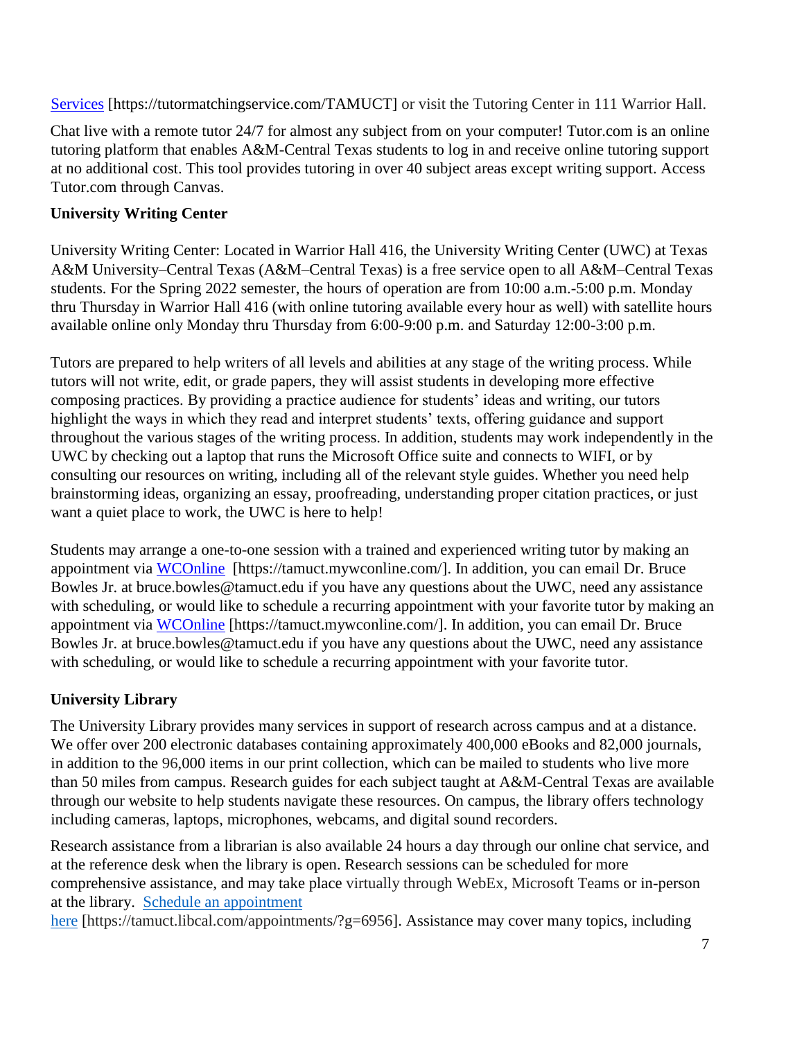[Services](https://tutormatchingservice.com/TAMUCT) [https://tutormatchingservice.com/TAMUCT] or visit the Tutoring Center in 111 Warrior Hall.

Chat live with a remote tutor 24/7 for almost any subject from on your computer! Tutor.com is an online tutoring platform that enables A&M-Central Texas students to log in and receive online tutoring support at no additional cost. This tool provides tutoring in over 40 subject areas except writing support. Access Tutor.com through Canvas.

**University Writing Center**

University Writing Center: Located in Warrior Hall 416, the University Writing Center (UWC) at Texas A&M University–Central Texas (A&M–Central Texas) is a free service open to all A&M–Central Texas students. For the Spring 2022 semester, the hours of operation are from 10:00 a.m.-5:00 p.m. Monday thru Thursday in Warrior Hall 416 (with online tutoring available every hour as well) with satellite hours available online only Monday thru Thursday from 6:00-9:00 p.m. and Saturday 12:00-3:00 p.m.

Tutors are prepared to help writers of all levels and abilities at any stage of the writing process. While tutors will not write, edit, or grade papers, they will assist students in developing more effective composing practices. By providing a practice audience for students' ideas and writing, our tutors highlight the ways in which they read and interpret students' texts, offering guidance and support throughout the various stages of the writing process. In addition, students may work independently in the UWC by checking out a laptop that runs the Microsoft Office suite and connects to WIFI, or by consulting our resources on writing, including all of the relevant style guides. Whether you need help brainstorming ideas, organizing an essay, proofreading, understanding proper citation practices, or just want a quiet place to work, the UWC is here to help!

Students may arrange a one-to-one session with a trained and experienced writing tutor by making an appointment via [WCOnline](https://tamuct.mywconline.com/) [https://tamuct.mywconline.com/]. In addition, you can email Dr. Bruce Bowles Jr. at bruce.bowles@tamuct.edu if you have any questions about the UWC, need any assistance with scheduling, or would like to schedule a recurring appointment with your favorite tutor by making an appointment via [WCOnline](https://tamuct.mywconline.com/) [https://tamuct.mywconline.com/]. In addition, you can email Dr. Bruce Bowles Jr. at bruce.bowles@tamuct.edu if you have any questions about the UWC, need any assistance with scheduling, or would like to schedule a recurring appointment with your favorite tutor.

**University Library**

The University Library provides many services in support of research across campus and at a distance. We offer over 200 electronic databases containing approximately 400,000 eBooks and 82,000 journals, in addition to the 96,000 items in our print collection, which can be mailed to students who live more than 50 miles from campus. Research guides for each subject taught at A&M-Central Texas are available through our website to help students navigate these resources. On campus, the library offers technology including cameras, laptops, microphones, webcams, and digital sound recorders.

Research assistance from a librarian is also available 24 hours a day through our online chat service, and at the reference desk when the library is open. Research sessions can be scheduled for more comprehensive assistance, and may take place virtually through WebEx, Microsoft Teams or in-person at the library. [Schedule an appointment here](https://tamuct.libcal.com/appointments/?g=6956) [https://tamuct.libcal.com/appointments/?g=6956]. Assistance may cover many topics, including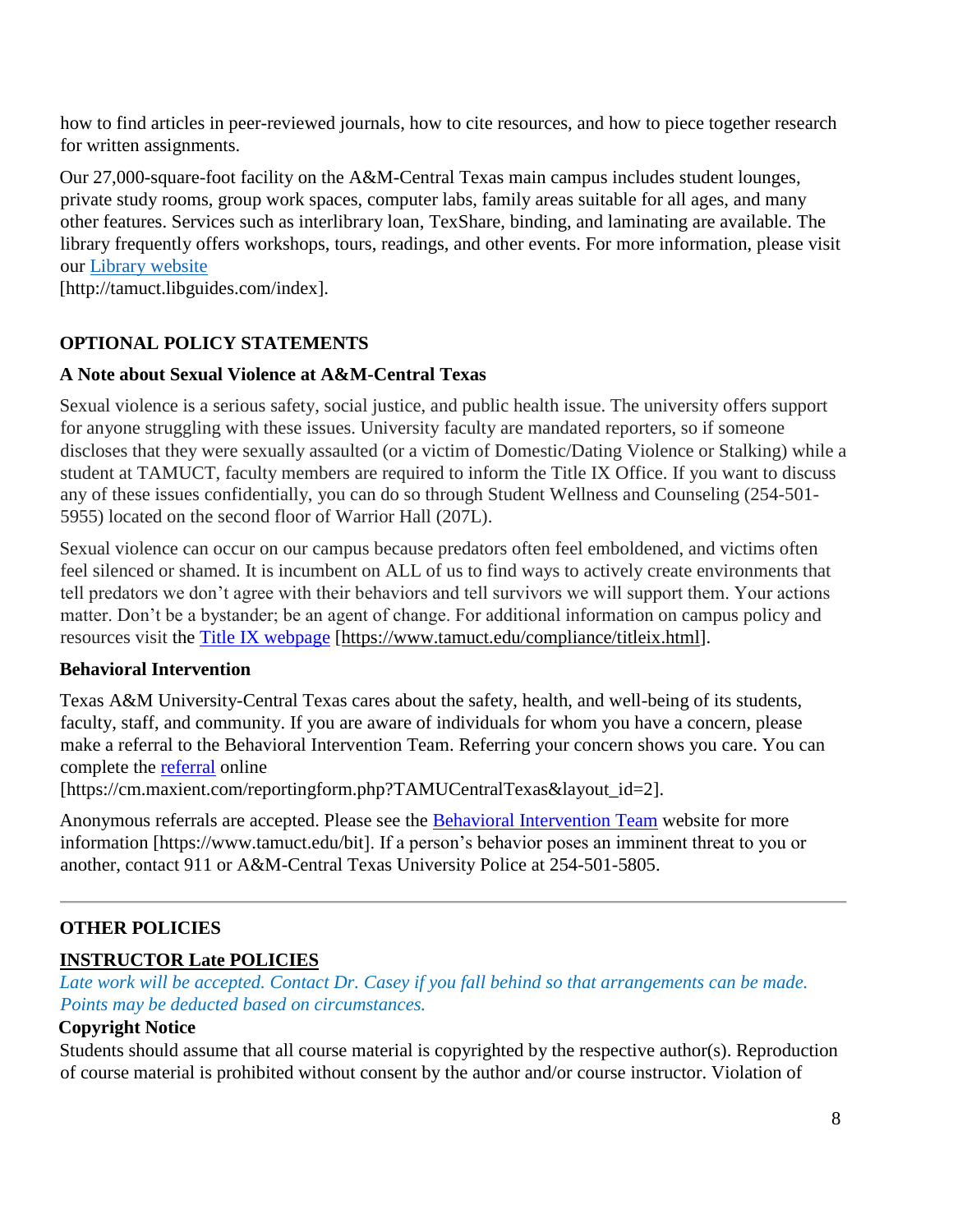how to find articles in peer-reviewed journals, how to cite resources, and how to piece together research for written assignments.

Our 27,000-square-foot facility on the A&M-Central Texas main campus includes student lounges, private study rooms, group work spaces, computer labs, family areas suitable for all ages, and many other features. Services such as interlibrary loan, TexShare, binding, and laminating are available. The library frequently offers workshops, tours, readings, and other events. For more information, please visit our Library website
[http://tamuct.libguides.com/index].

## OPTIONAL POLICY STATEMENTS

### A Note about Sexual Violence at A&M-Central Texas

Sexual violence is a serious safety, social justice, and public health issue. The university offers support for anyone struggling with these issues. University faculty are mandated reporters, so if someone discloses that they were sexually assaulted (or a victim of Domestic/Dating Violence or Stalking) while a student at TAMUCT, faculty members are required to inform the Title IX Office. If you want to discuss any of these issues confidentially, you can do so through Student Wellness and Counseling (254-501-5955) located on the second floor of Warrior Hall (207L).

Sexual violence can occur on our campus because predators often feel emboldened, and victims often feel silenced or shamed. It is incumbent on ALL of us to find ways to actively create environments that tell predators we don't agree with their behaviors and tell survivors we will support them. Your actions matter. Don't be a bystander; be an agent of change. For additional information on campus policy and resources visit the Title IX webpage [https://www.tamuct.edu/compliance/titleix.html].

### Behavioral Intervention

Texas A&M University-Central Texas cares about the safety, health, and well-being of its students, faculty, staff, and community. If you are aware of individuals for whom you have a concern, please make a referral to the Behavioral Intervention Team. Referring your concern shows you care. You can complete the referral online
[https://cm.maxient.com/reportingform.php?TAMUCentralTexas&layout_id=2].

Anonymous referrals are accepted. Please see the Behavioral Intervention Team website for more information [https://www.tamuct.edu/bit]. If a person's behavior poses an imminent threat to you or another, contact 911 or A&M-Central Texas University Police at 254-501-5805.

---

## OTHER POLICIES

### INSTRUCTOR Late POLICIES

*Late work will be accepted. Contact Dr. Casey if you fall behind so that arrangements can be made. Points may be deducted based on circumstances.*

### Copyright Notice

Students should assume that all course material is copyrighted by the respective author(s). Reproduction of course material is prohibited without consent by the author and/or course instructor. Violation of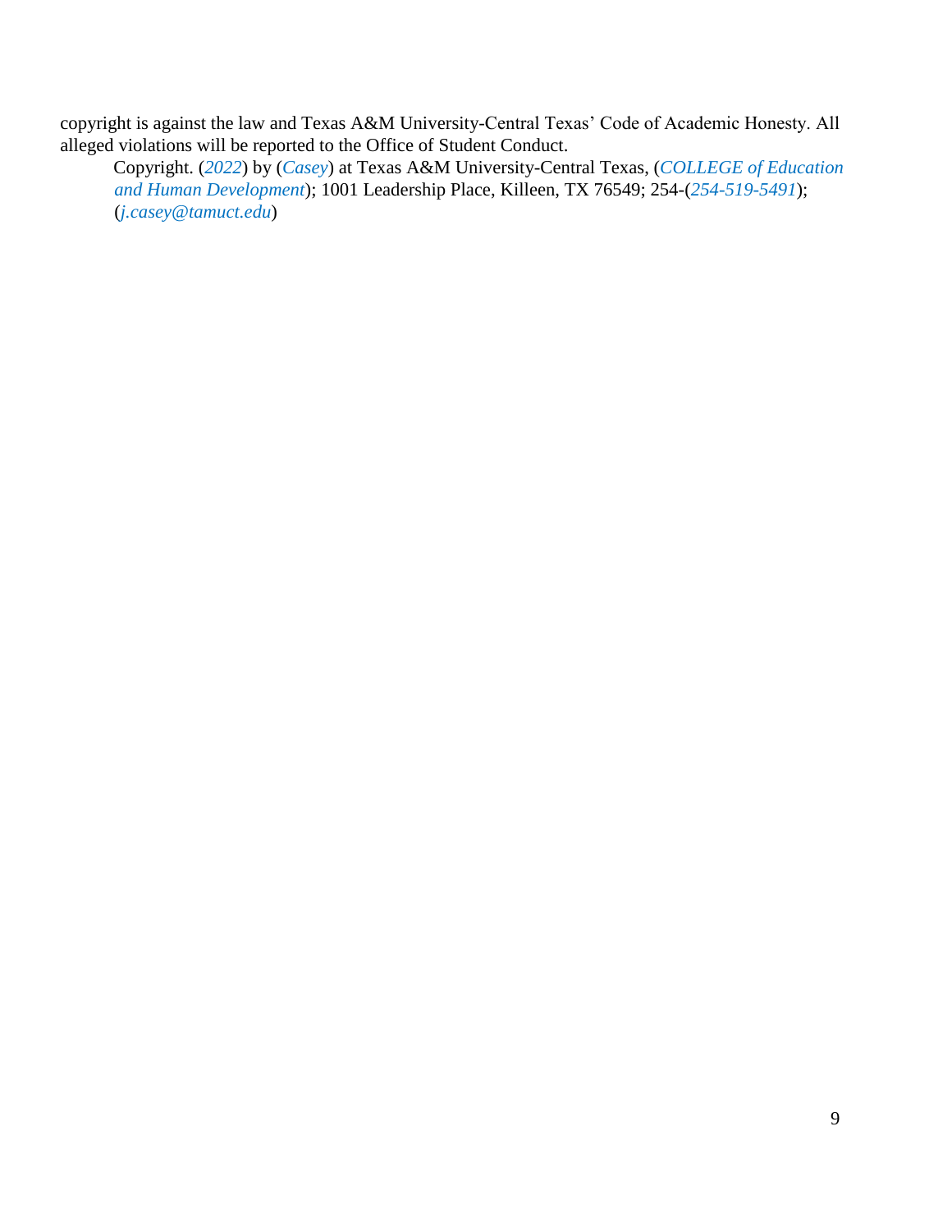copyright is against the law and Texas A&M University-Central Texas' Code of Academic Honesty. All alleged violations will be reported to the Office of Student Conduct.

Copyright. (*2022*) by (*Casey*) at Texas A&M University-Central Texas, (*COLLEGE of Education and Human Development*); 1001 Leadership Place, Killeen, TX 76549; 254-(*254-519-5491*); (*j.casey@tamuct.edu*)